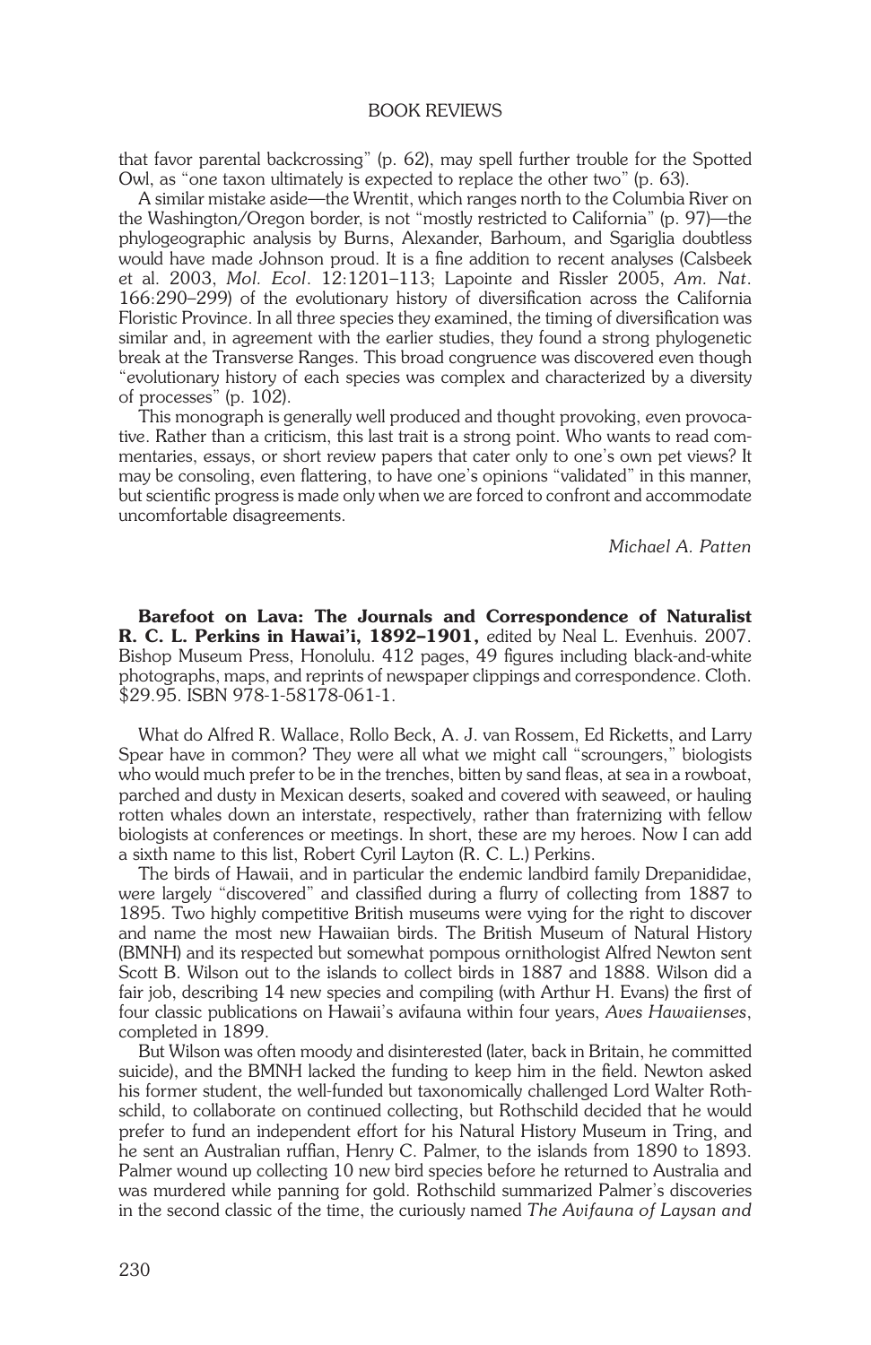that favor parental backcrossing" (p. 62), may spell further trouble for the Spotted Owl, as "one taxon ultimately is expected to replace the other two" (p. 63).

A similar mistake aside—the Wrentit, which ranges north to the Columbia River on the Washington/Oregon border, is not "mostly restricted to California" (p. 97)—the phylogeographic analysis by Burns, Alexander, Barhoum, and Sgariglia doubtless would have made Johnson proud. It is a fine addition to recent analyses (Calsbeek et al. 2003, *Mol. Ecol.* 12:1201–113; Lapointe and Rissler 2005, *Am. Nat.* 166:290–299) of the evolutionary history of diversification across the California Floristic Province. In all three species they examined, the timing of diversification was similar and, in agreement with the earlier studies, they found a strong phylogenetic break at the Transverse Ranges. This broad congruence was discovered even though "evolutionary history of each species was complex and characterized by a diversity of processes" (p. 102).

This monograph is generally well produced and thought provoking, even provocative. Rather than a criticism, this last trait is a strong point. Who wants to read commentaries, essays, or short review papers that cater only to one's own pet views? It may be consoling, even flattering, to have one's opinions "validated" in this manner, but scientific progress is made only when we are forced to confront and accommodate uncomfortable disagreements.

*Michael A. Patten*

**Barefoot on Lava: The Journals and Correspondence of Naturalist R. C. L. Perkins in Hawai'i, 1892–1901,** edited by Neal L. Evenhuis. 2007. Bishop Museum Press, Honolulu. 412 pages, 49 figures including black-and-white photographs, maps, and reprints of newspaper clippings and correspondence. Cloth. $29.95. ISBN 978-1-58178-061-1.

What do Alfred R. Wallace, Rollo Beck, A. J. van Rossem, Ed Ricketts, and Larry Spear have in common? They were all what we might call "scroungers," biologists who would much prefer to be in the trenches, bitten by sand fleas, at sea in a rowboat, parched and dusty in Mexican deserts, soaked and covered with seaweed, or hauling rotten whales down an interstate, respectively, rather than fraternizing with fellow biologists at conferences or meetings. In short, these are my heroes. Now I can add a sixth name to this list, Robert Cyril Layton (R. C. L.) Perkins.

The birds of Hawaii, and in particular the endemic landbird family Drepanididae, were largely "discovered" and classified during a flurry of collecting from 1887 to 1895. Two highly competitive British museums were vying for the right to discover and name the most new Hawaiian birds. The British Museum of Natural History (BMNH) and its respected but somewhat pompous ornithologist Alfred Newton sent Scott B. Wilson out to the islands to collect birds in 1887 and 1888. Wilson did a fair job, describing 14 new species and compiling (with Arthur H. Evans) the first of four classic publications on Hawaii's avifauna within four years, *Aves Hawaiienses*, completed in 1899.

But Wilson was often moody and disinterested (later, back in Britain, he committed suicide), and the BMNH lacked the funding to keep him in the field. Newton asked his former student, the well-funded but taxonomically challenged Lord Walter Rothschild, to collaborate on continued collecting, but Rothschild decided that he would prefer to fund an independent effort for his Natural History Museum in Tring, and he sent an Australian ruffian, Henry C. Palmer, to the islands from 1890 to 1893. Palmer wound up collecting 10 new bird species before he returned to Australia and was murdered while panning for gold. Rothschild summarized Palmer's discoveries in the second classic of the time, the curiously named *The Avifauna of Laysan and*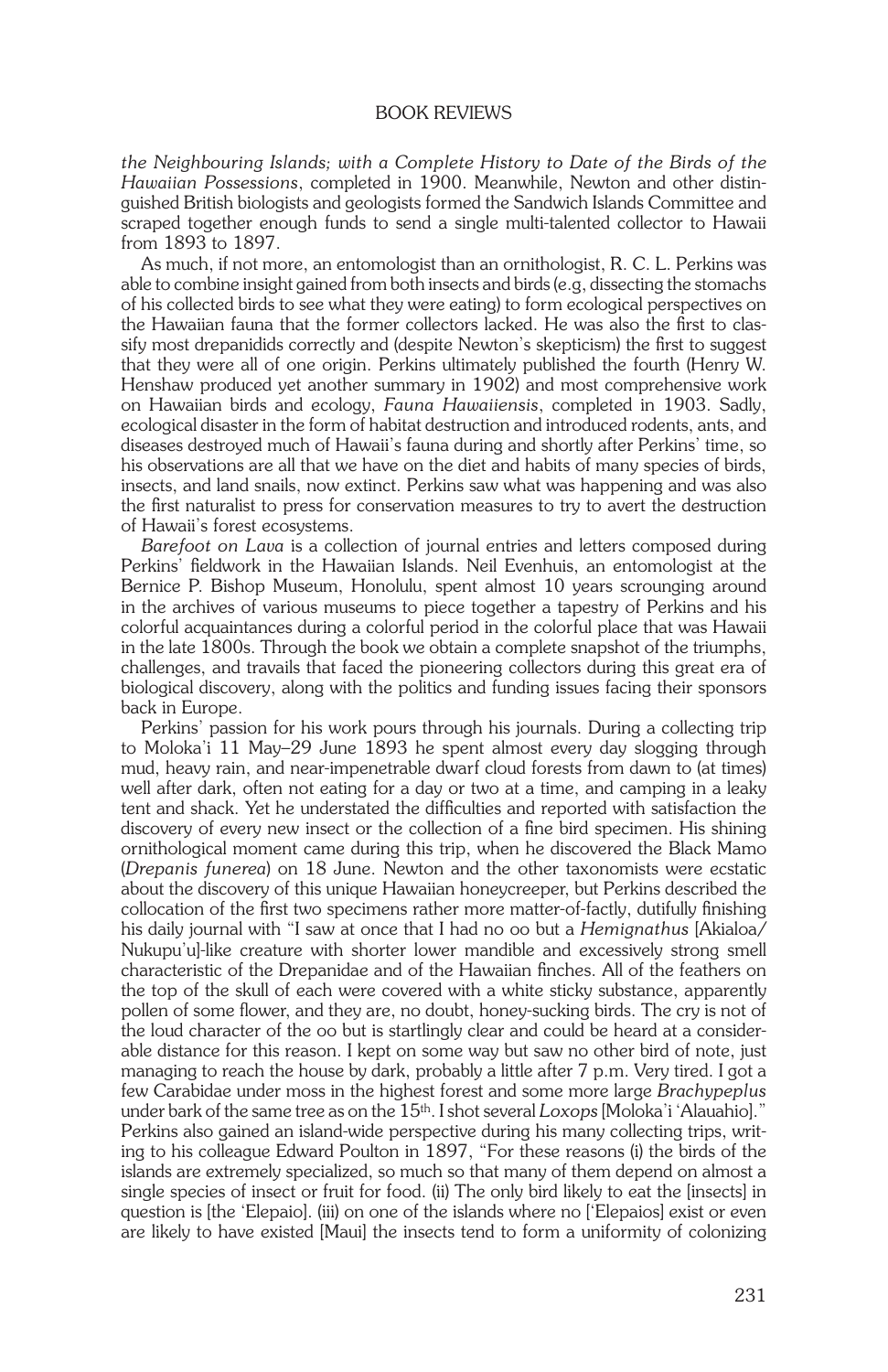*the Neighbouring Islands; with a Complete History to Date of the Birds of the Hawaiian Possessions*, completed in 1900. Meanwhile, Newton and other distinguished British biologists and geologists formed the Sandwich Islands Committee and scraped together enough funds to send a single multi-talented collector to Hawaii from 1893 to 1897.

As much, if not more, an entomologist than an ornithologist, R. C. L. Perkins was able to combine insight gained from both insects and birds (e.g, dissecting the stomachs of his collected birds to see what they were eating) to form ecological perspectives on the Hawaiian fauna that the former collectors lacked. He was also the first to classify most drepanidids correctly and (despite Newton's skepticism) the first to suggest that they were all of one origin. Perkins ultimately published the fourth (Henry W. Henshaw produced yet another summary in 1902) and most comprehensive work on Hawaiian birds and ecology, *Fauna Hawaiiensis*, completed in 1903. Sadly, ecological disaster in the form of habitat destruction and introduced rodents, ants, and diseases destroyed much of Hawaii's fauna during and shortly after Perkins' time, so his observations are all that we have on the diet and habits of many species of birds, insects, and land snails, now extinct. Perkins saw what was happening and was also the first naturalist to press for conservation measures to try to avert the destruction of Hawaii's forest ecosystems.

*Barefoot on Lava* is a collection of journal entries and letters composed during Perkins' fieldwork in the Hawaiian Islands. Neil Evenhuis, an entomologist at the Bernice P. Bishop Museum, Honolulu, spent almost 10 years scrounging around in the archives of various museums to piece together a tapestry of Perkins and his colorful acquaintances during a colorful period in the colorful place that was Hawaii in the late 1800s. Through the book we obtain a complete snapshot of the triumphs, challenges, and travails that faced the pioneering collectors during this great era of biological discovery, along with the politics and funding issues facing their sponsors back in Europe.

Perkins' passion for his work pours through his journals. During a collecting trip to Moloka'i 11 May–29 June 1893 he spent almost every day slogging through mud, heavy rain, and near-impenetrable dwarf cloud forests from dawn to (at times) well after dark, often not eating for a day or two at a time, and camping in a leaky tent and shack. Yet he understated the difficulties and reported with satisfaction the discovery of every new insect or the collection of a fine bird specimen. His shining ornithological moment came during this trip, when he discovered the Black Mamo (*Drepanis funerea*) on 18 June. Newton and the other taxonomists were ecstatic about the discovery of this unique Hawaiian honeycreeper, but Perkins described the collocation of the first two specimens rather more matter-of-factly, dutifully finishing his daily journal with "I saw at once that I had no oo but a *Hemignathus* [Akialoa/Nukupu'u]-like creature with shorter lower mandible and excessively strong smell characteristic of the Drepanidae and of the Hawaiian finches. All of the feathers on the top of the skull of each were covered with a white sticky substance, apparently pollen of some flower, and they are, no doubt, honey-sucking birds. The cry is not of the loud character of the oo but is startlingly clear and could be heard at a considerable distance for this reason. I kept on some way but saw no other bird of note, just managing to reach the house by dark, probably a little after 7 p.m. Very tired. I got a few Carabidae under moss in the highest forest and some more large *Brachypeplus* under bark of the same tree as on the 15th. I shot several *Loxops* [Moloka'i 'Alauahio]." Perkins also gained an island-wide perspective during his many collecting trips, writing to his colleague Edward Poulton in 1897, "For these reasons (i) the birds of the islands are extremely specialized, so much so that many of them depend on almost a single species of insect or fruit for food. (ii) The only bird likely to eat the [insects] in question is [the 'Elepaio]. (iii) on one of the islands where no ['Elepaios] exist or even are likely to have existed [Maui] the insects tend to form a uniformity of colonizing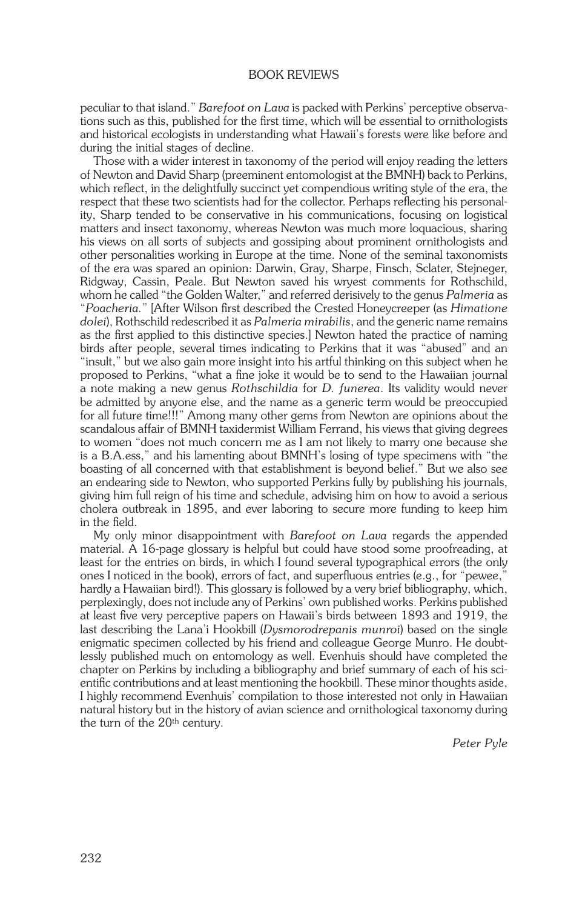peculiar to that island." *Barefoot on Lava* is packed with Perkins' perceptive observations such as this, published for the first time, which will be essential to ornithologists and historical ecologists in understanding what Hawaii's forests were like before and during the initial stages of decline.

Those with a wider interest in taxonomy of the period will enjoy reading the letters of Newton and David Sharp (preeminent entomologist at the BMNH) back to Perkins, which reflect, in the delightfully succinct yet compendious writing style of the era, the respect that these two scientists had for the collector. Perhaps reflecting his personality, Sharp tended to be conservative in his communications, focusing on logistical matters and insect taxonomy, whereas Newton was much more loquacious, sharing his views on all sorts of subjects and gossiping about prominent ornithologists and other personalities working in Europe at the time. None of the seminal taxonomists of the era was spared an opinion: Darwin, Gray, Sharpe, Finsch, Sclater, Stejneger, Ridgway, Cassin, Peale. But Newton saved his wryest comments for Rothschild, whom he called "the Golden Walter," and referred derisively to the genus *Palmeria* as "*Poacheria.*" [After Wilson first described the Crested Honeycreeper (as *Himatione dolei*), Rothschild redescribed it as *Palmeria mirabilis*, and the generic name remains as the first applied to this distinctive species.] Newton hated the practice of naming birds after people, several times indicating to Perkins that it was "abused" and an "insult," but we also gain more insight into his artful thinking on this subject when he proposed to Perkins, "what a fine joke it would be to send to the Hawaiian journal a note making a new genus *Rothschildia* for *D. funerea*. Its validity would never be admitted by anyone else, and the name as a generic term would be preoccupied for all future time!!!" Among many other gems from Newton are opinions about the scandalous affair of BMNH taxidermist William Ferrand, his views that giving degrees to women "does not much concern me as I am not likely to marry one because she is a B.A.ess," and his lamenting about BMNH's losing of type specimens with "the boasting of all concerned with that establishment is beyond belief." But we also see an endearing side to Newton, who supported Perkins fully by publishing his journals, giving him full reign of his time and schedule, advising him on how to avoid a serious cholera outbreak in 1895, and ever laboring to secure more funding to keep him in the field.

My only minor disappointment with *Barefoot on Lava* regards the appended material. A 16-page glossary is helpful but could have stood some proofreading, at least for the entries on birds, in which I found several typographical errors (the only ones I noticed in the book), errors of fact, and superfluous entries (e.g., for "pewee," hardly a Hawaiian bird!). This glossary is followed by a very brief bibliography, which, perplexingly, does not include any of Perkins' own published works. Perkins published at least five very perceptive papers on Hawaii's birds between 1893 and 1919, the last describing the Lana'i Hookbill (*Dysmorodrepanis munroi*) based on the single enigmatic specimen collected by his friend and colleague George Munro. He doubtlessly published much on entomology as well. Evenhuis should have completed the chapter on Perkins by including a bibliography and brief summary of each of his scientific contributions and at least mentioning the hookbill. These minor thoughts aside, I highly recommend Evenhuis' compilation to those interested not only in Hawaiian natural history but in the history of avian science and ornithological taxonomy during the turn of the 20th century.

*Peter Pyle*